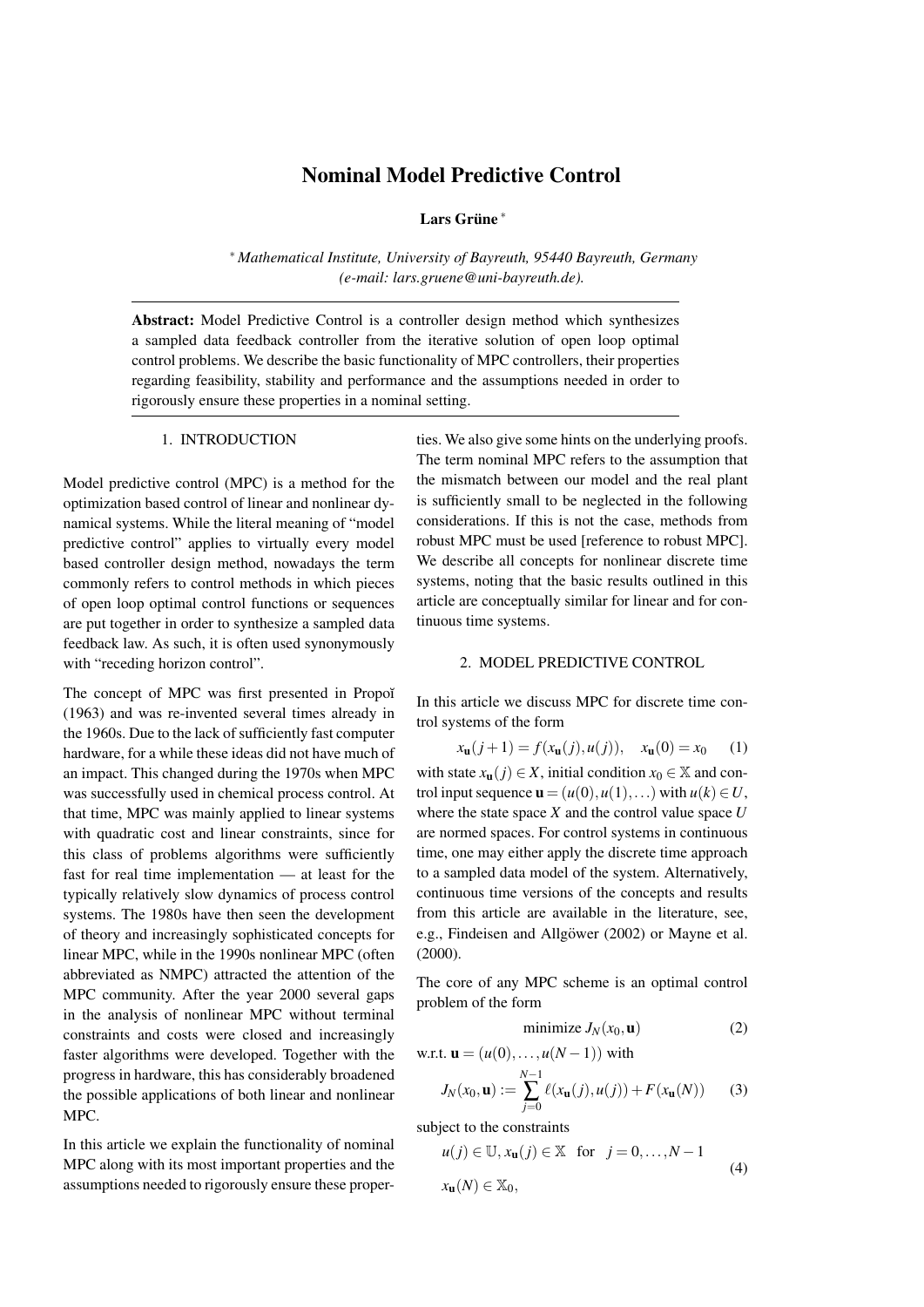# Nominal Model Predictive Control

**Lars Grüne** [*]

[*] *Mathematical Institute, University of Bayreuth, 95440 Bayreuth, Germany (e-mail: lars.gruene@uni-bayreuth.de).*

---

**Abstract:** Model Predictive Control is a controller design method which synthesizes a sampled data feedback controller from the iterative solution of open loop optimal control problems. We describe the basic functionality of MPC controllers, their properties regarding feasibility, stability and performance and the assumptions needed in order to rigorously ensure these properties in a nominal setting.

---

## 1. INTRODUCTION

Model predictive control (MPC) is a method for the optimization based control of linear and nonlinear dynamical systems. While the literal meaning of "model predictive control" applies to virtually every model based controller design method, nowadays the term commonly refers to control methods in which pieces of open loop optimal control functions or sequences are put together in order to synthesize a sampled data feedback law. As such, it is often used synonymously with "receding horizon control".

The concept of MPC was first presented in Propoĭ (1963) and was re-invented several times already in the 1960s. Due to the lack of sufficiently fast computer hardware, for a while these ideas did not have much of an impact. This changed during the 1970s when MPC was successfully used in chemical process control. At that time, MPC was mainly applied to linear systems with quadratic cost and linear constraints, since for this class of problems algorithms were sufficiently fast for real time implementation — at least for the typically relatively slow dynamics of process control systems. The 1980s have then seen the development of theory and increasingly sophisticated concepts for linear MPC, while in the 1990s nonlinear MPC (often abbreviated as NMPC) attracted the attention of the MPC community. After the year 2000 several gaps in the analysis of nonlinear MPC without terminal constraints and costs were closed and increasingly faster algorithms were developed. Together with the progress in hardware, this has considerably broadened the possible applications of both linear and nonlinear MPC.

In this article we explain the functionality of nominal MPC along with its most important properties and the assumptions needed to rigorously ensure these properties. We also give some hints on the underlying proofs. The term nominal MPC refers to the assumption that the mismatch between our model and the real plant is sufficiently small to be neglected in the following considerations. If this is not the case, methods from robust MPC must be used [reference to robust MPC]. We describe all concepts for nonlinear discrete time systems, noting that the basic results outlined in this article are conceptually similar for linear and for continuous time systems.

## 2. MODEL PREDICTIVE CONTROL

In this article we discuss MPC for discrete time control systems of the form

$$x_{\mathbf{u}}(j+1) = f(x_{\mathbf{u}}(j), u(j)), \quad x_{\mathbf{u}}(0) = x_0 \qquad (1)$$

with state $x_{\mathbf{u}}(j) \in X$, initial condition $x_0 \in \mathbb{X}$ and control input sequence $\mathbf{u} = (u(0), u(1), \ldots)$ with $u(k) \in U$, where the state space $X$ and the control value space $U$ are normed spaces. For control systems in continuous time, one may either apply the discrete time approach to a sampled data model of the system. Alternatively, continuous time versions of the concepts and results from this article are available in the literature, see, e.g., Findeisen and Allgöwer (2002) or Mayne et al. (2000).

The core of any MPC scheme is an optimal control problem of the form

$$\text{minimize } J_N(x_0, \mathbf{u}) \qquad (2)$$

w.r.t. $\mathbf{u} = (u(0), \ldots, u(N-1))$ with

$$J_N(x_0, \mathbf{u}) := \sum_{j=0}^{N-1} \ell(x_{\mathbf{u}}(j), u(j)) + F(x_{\mathbf{u}}(N)) \qquad (3)$$

subject to the constraints

$$\begin{aligned} & u(j) \in \mathbb{U}, x_{\mathbf{u}}(j) \in \mathbb{X} \quad \text{for} \quad j = 0, \ldots, N-1 \\ & x_{\mathbf{u}}(N) \in \mathbb{X}_0, \end{aligned} \qquad (4)$$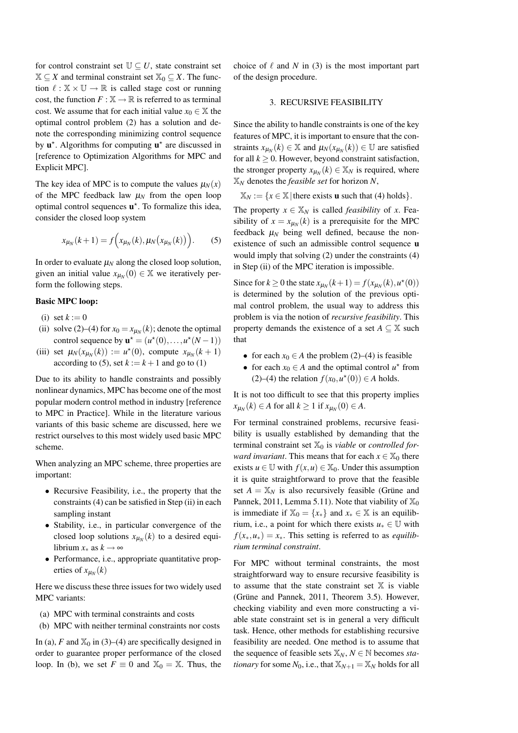for control constraint set $\mathbb{U} \subseteq U$, state constraint set $\mathbb{X} \subseteq X$ and terminal constraint set $\mathbb{X}_0 \subseteq X$. The function $\ell : \mathbb{X} \times \mathbb{U} \to \mathbb{R}$ is called stage cost or running cost, the function $F : \mathbb{X} \to \mathbb{R}$ is referred to as terminal cost. We assume that for each initial value $x_0 \in \mathbb{X}$ the optimal control problem (2) has a solution and denote the corresponding minimizing control sequence by $\mathbf{u}^\star$. Algorithms for computing $\mathbf{u}^\star$ are discussed in [reference to Optimization Algorithms for MPC and Explicit MPC].

The key idea of MPC is to compute the values $\mu_N(x)$ of the MPC feedback law $\mu_N$ from the open loop optimal control sequences $\mathbf{u}^\star$. To formalize this idea, consider the closed loop system

$$x_{\mu_N}(k+1) = f\Big(x_{\mu_N}(k), \mu_N\big(x_{\mu_N}(k)\big)\Big). \qquad (5)$$

In order to evaluate $\mu_N$ along the closed loop solution, given an initial value $x_{\mu_N}(0) \in \mathbb{X}$ we iteratively perform the following steps.

**Basic MPC loop:**

(i) set $k := 0$
(ii) solve (2)–(4) for $x_0 = x_{\mu_N}(k)$; denote the optimal control sequence by $\mathbf{u}^\star = (u^\star(0), \dots, u^\star(N-1))$
(iii) set $\mu_N(x_{\mu_N}(k)) := u^\star(0)$, compute $x_{\mu_N}(k+1)$ according to (5), set $k := k+1$ and go to (1)

Due to its ability to handle constraints and possibly nonlinear dynamics, MPC has become one of the most popular modern control method in industry [reference to MPC in Practice]. While in the literature various variants of this basic scheme are discussed, here we restrict ourselves to this most widely used basic MPC scheme.

When analyzing an MPC scheme, three properties are important:

- Recursive Feasibility, i.e., the property that the constraints (4) can be satisfied in Step (ii) in each sampling instant
- Stability, i.e., in particular convergence of the closed loop solutions $x_{\mu_N}(k)$ to a desired equilibrium $x_*$ as $k \to \infty$
- Performance, i.e., appropriate quantitative properties of $x_{\mu_N}(k)$

Here we discuss these three issues for two widely used MPC variants:

(a) MPC with terminal constraints and costs
(b) MPC with neither terminal constraints nor costs

In (a), $F$ and $\mathbb{X}_0$ in (3)–(4) are specifically designed in order to guarantee proper performance of the closed loop. In (b), we set $F \equiv 0$ and $\mathbb{X}_0 = \mathbb{X}$. Thus, the choice of $\ell$ and $N$ in (3) is the most important part of the design procedure.

## 3. RECURSIVE FEASIBILITY

Since the ability to handle constraints is one of the key features of MPC, it is important to ensure that the constraints $x_{\mu_N}(k) \in \mathbb{X}$ and $\mu_N(x_{\mu_N}(k)) \in \mathbb{U}$ are satisfied for all $k \geq 0$. However, beyond constraint satisfaction, the stronger property $x_{\mu_N}(k) \in \mathbb{X}_N$ is required, where $\mathbb{X}_N$ denotes the *feasible set* for horizon $N$,

$$\mathbb{X}_N := \{x \in \mathbb{X} \,|\, \text{there exists } \mathbf{u} \text{ such that (4) holds}\}.$$

The property $x \in \mathbb{X}_N$ is called *feasibility* of $x$. Feasibility of $x = x_{\mu_N}(k)$ is a prerequisite for the MPC feedback $\mu_N$ being well defined, because the non-existence of such an admissible control sequence $\mathbf{u}$ would imply that solving (2) under the constraints (4) in Step (ii) of the MPC iteration is impossible.

Since for $k \geq 0$ the state $x_{\mu_N}(k+1) = f(x_{\mu_N}(k), u^\star(0))$ is determined by the solution of the previous optimal control problem, the usual way to address this problem is via the notion of *recursive feasibility*. This property demands the existence of a set $A \subseteq \mathbb{X}$ such that

- for each $x_0 \in A$ the problem (2)–(4) is feasible
- for each $x_0 \in A$ and the optimal control $u^\star$ from (2)–(4) the relation $f(x_0, u^\star(0)) \in A$ holds.

It is not too difficult to see that this property implies $x_{\mu_N}(k) \in A$ for all $k \geq 1$ if $x_{\mu_N}(0) \in A$.

For terminal constrained problems, recursive feasibility is usually established by demanding that the terminal constraint set $\mathbb{X}_0$ is *viable* or *controlled forward invariant*. This means that for each $x \in \mathbb{X}_0$ there exists $u \in \mathbb{U}$ with $f(x,u) \in \mathbb{X}_0$. Under this assumption it is quite straightforward to prove that the feasible set $A = \mathbb{X}_N$ is also recursively feasible (Grüne and Pannek, 2011, Lemma 5.11). Note that viability of $\mathbb{X}_0$ is immediate if $\mathbb{X}_0 = \{x_*\}$ and $x_* \in \mathbb{X}$ is an equilibrium, i.e., a point for which there exists $u_* \in \mathbb{U}$ with $f(x_*, u_*) = x_*$. This setting is referred to as *equilibrium terminal constraint*.

For MPC without terminal constraints, the most straightforward way to ensure recursive feasibility is to assume that the state constraint set $\mathbb{X}$ is viable (Grüne and Pannek, 2011, Theorem 3.5). However, checking viability and even more constructing a viable state constraint set is in general a very difficult task. Hence, other methods for establishing recursive feasibility are needed. One method is to assume that the sequence of feasible sets $\mathbb{X}_N$, $N \in \mathbb{N}$ becomes *stationary* for some $N_0$, i.e., that $\mathbb{X}_{N+1} = \mathbb{X}_N$ holds for all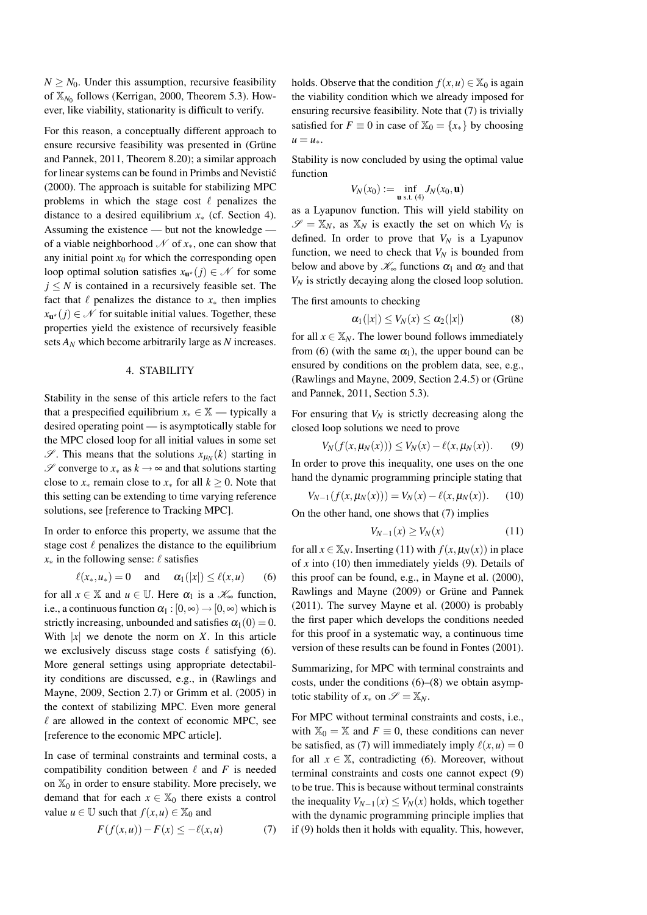$N \geq N_0$. Under this assumption, recursive feasibility of $\mathbb{X}_{N_0}$ follows (Kerrigan, 2000, Theorem 5.3). However, like viability, stationarity is difficult to verify.

For this reason, a conceptually different approach to ensure recursive feasibility was presented in (Grüne and Pannek, 2011, Theorem 8.20); a similar approach for linear systems can be found in Primbs and Nevistić (2000). The approach is suitable for stabilizing MPC problems in which the stage cost $\ell$ penalizes the distance to a desired equilibrium $x_*$ (cf. Section 4). Assuming the existence — but not the knowledge — of a viable neighborhood $\mathscr{N}$ of $x_*$, one can show that any initial point $x_0$ for which the corresponding open loop optimal solution satisfies $x_{\mathbf{u}^\star}(j) \in \mathscr{N}$ for some $j \leq N$ is contained in a recursively feasible set. The fact that $\ell$ penalizes the distance to $x_*$ then implies $x_{\mathbf{u}^\star}(j) \in \mathscr{N}$ for suitable initial values. Together, these properties yield the existence of recursively feasible sets $A_N$ which become arbitrarily large as $N$ increases.

## 4. STABILITY

Stability in the sense of this article refers to the fact that a prespecified equilibrium $x_* \in \mathbb{X}$ — typically a desired operating point — is asymptotically stable for the MPC closed loop for all initial values in some set $\mathscr{S}$. This means that the solutions $x_{\mu_N}(k)$ starting in $\mathscr{S}$ converge to $x_*$ as $k \to \infty$ and that solutions starting close to $x_*$ remain close to $x_*$ for all $k \geq 0$. Note that this setting can be extending to time varying reference solutions, see [reference to Tracking MPC].

In order to enforce this property, we assume that the stage cost $\ell$ penalizes the distance to the equilibrium $x_*$ in the following sense: $\ell$ satisfies

$$\ell(x_*, u_*) = 0 \quad \text{and} \quad \alpha_1(|x|) \leq \ell(x,u) \qquad (6)$$

for all $x \in \mathbb{X}$ and $u \in \mathbb{U}$. Here $\alpha_1$ is a $\mathscr{K}_\infty$ function, i.e., a continuous function $\alpha_1 : [0,\infty) \to [0,\infty)$ which is strictly increasing, unbounded and satisfies $\alpha_1(0) = 0$. With $|x|$ we denote the norm on $X$. In this article we exclusively discuss stage costs $\ell$ satisfying (6). More general settings using appropriate detectability conditions are discussed, e.g., in (Rawlings and Mayne, 2009, Section 2.7) or Grimm et al. (2005) in the context of stabilizing MPC. Even more general $\ell$ are allowed in the context of economic MPC, see [reference to the economic MPC article].

In case of terminal constraints and terminal costs, a compatibility condition between $\ell$ and $F$ is needed on $\mathbb{X}_0$ in order to ensure stability. More precisely, we demand that for each $x \in \mathbb{X}_0$ there exists a control value $u \in \mathbb{U}$ such that $f(x,u) \in \mathbb{X}_0$ and

$$F(f(x,u)) - F(x) \leq -\ell(x,u) \qquad (7)$$

holds. Observe that the condition $f(x,u) \in \mathbb{X}_0$ is again the viability condition which we already imposed for ensuring recursive feasibility. Note that (7) is trivially satisfied for $F \equiv 0$ in case of $\mathbb{X}_0 = \{x_*\}$ by choosing $u = u_*$.

Stability is now concluded by using the optimal value function

$$V_N(x_0) := \inf_{\mathbf{u} \text{ s.t. } (4)} J_N(x_0, \mathbf{u})$$

as a Lyapunov function. This will yield stability on $\mathscr{S} = \mathbb{X}_N$, as $\mathbb{X}_N$ is exactly the set on which $V_N$ is defined. In order to prove that $V_N$ is a Lyapunov function, we need to check that $V_N$ is bounded from below and above by $\mathscr{K}_\infty$ functions $\alpha_1$ and $\alpha_2$ and that $V_N$ is strictly decaying along the closed loop solution.

The first amounts to checking

$$\alpha_1(|x|) \leq V_N(x) \leq \alpha_2(|x|) \qquad (8)$$

for all $x \in \mathbb{X}_N$. The lower bound follows immediately from (6) (with the same $\alpha_1$), the upper bound can be ensured by conditions on the problem data, see, e.g., (Rawlings and Mayne, 2009, Section 2.4.5) or (Grüne and Pannek, 2011, Section 5.3).

For ensuring that $V_N$ is strictly decreasing along the closed loop solutions we need to prove

$$V_N(f(x, \mu_N(x))) \leq V_N(x) - \ell(x, \mu_N(x)). \qquad (9)$$

In order to prove this inequality, one uses on the one hand the dynamic programming principle stating that

$$V_{N-1}(f(x, \mu_N(x))) = V_N(x) - \ell(x, \mu_N(x)). \qquad (10)$$

On the other hand, one shows that (7) implies

$$V_{N-1}(x) \geq V_N(x) \qquad (11)$$

for all $x \in \mathbb{X}_N$. Inserting (11) with $f(x, \mu_N(x))$ in place of $x$ into (10) then immediately yields (9). Details of this proof can be found, e.g., in Mayne et al. (2000), Rawlings and Mayne (2009) or Grüne and Pannek (2011). The survey Mayne et al. (2000) is probably the first paper which develops the conditions needed for this proof in a systematic way, a continuous time version of these results can be found in Fontes (2001).

Summarizing, for MPC with terminal constraints and costs, under the conditions (6)–(8) we obtain asymptotic stability of $x_*$ on $\mathscr{S} = \mathbb{X}_N$.

For MPC without terminal constraints and costs, i.e., with $\mathbb{X}_0 = \mathbb{X}$ and $F \equiv 0$, these conditions can never be satisfied, as (7) will immediately imply $\ell(x,u) = 0$ for all $x \in \mathbb{X}$, contradicting (6). Moreover, without terminal constraints and costs one cannot expect (9) to be true. This is because without terminal constraints the inequality $V_{N-1}(x) \leq V_N(x)$ holds, which together with the dynamic programming principle implies that if (9) holds then it holds with equality. This, however,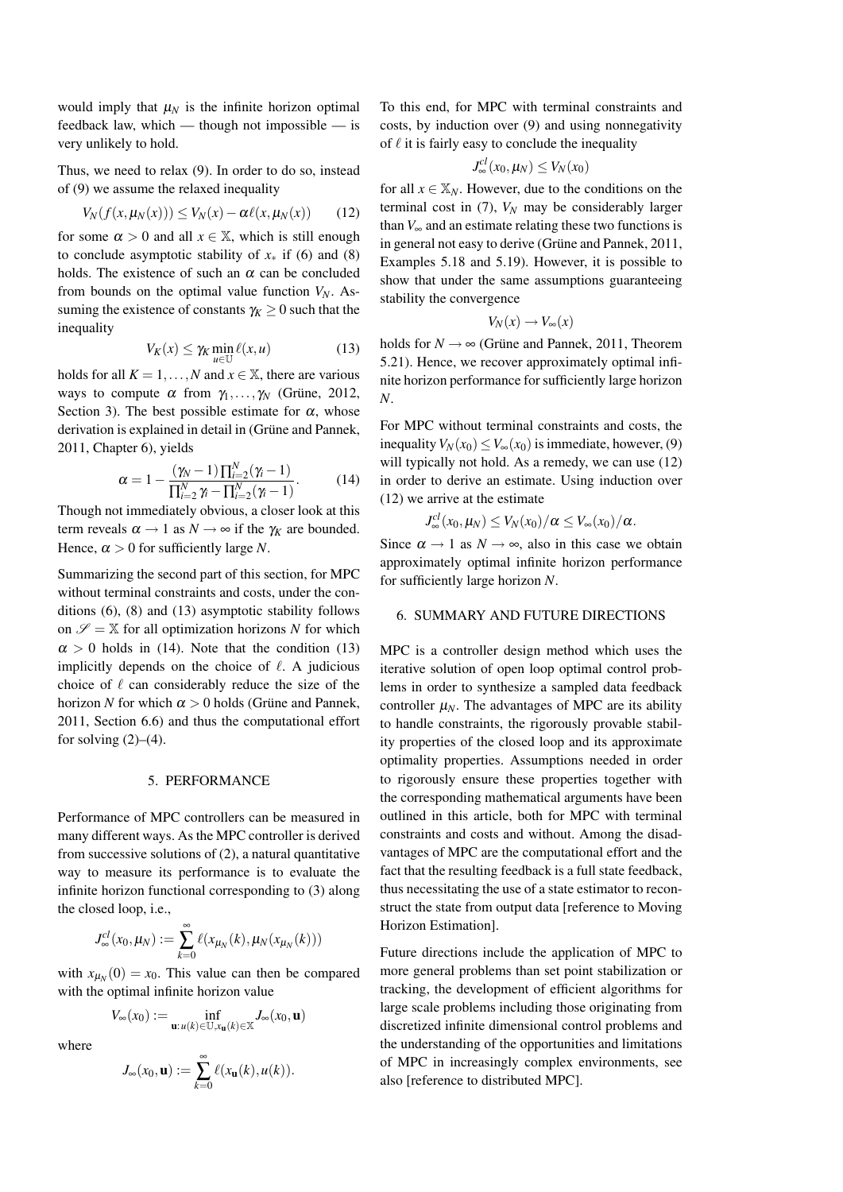would imply that $\mu_N$ is the infinite horizon optimal feedback law, which — though not impossible — is very unlikely to hold.

Thus, we need to relax (9). In order to do so, instead of (9) we assume the relaxed inequality

$$V_N(f(x,\mu_N(x))) \leq V_N(x) - \alpha\ell(x,\mu_N(x)) \qquad (12)$$

for some $\alpha > 0$ and all $x \in \mathbb{X}$, which is still enough to conclude asymptotic stability of $x_*$ if (6) and (8) holds. The existence of such an $\alpha$ can be concluded from bounds on the optimal value function $V_N$. Assuming the existence of constants $\gamma_K \geq 0$ such that the inequality

$$V_K(x) \leq \gamma_K \min_{u\in\mathbb{U}} \ell(x,u) \qquad (13)$$

holds for all $K = 1,\ldots,N$ and $x \in \mathbb{X}$, there are various ways to compute $\alpha$ from $\gamma_1,\ldots,\gamma_N$ (Grüne, 2012, Section 3). The best possible estimate for $\alpha$, whose derivation is explained in detail in (Grüne and Pannek, 2011, Chapter 6), yields

$$\alpha = 1 - \frac{(\gamma_N - 1)\prod_{i=2}^N(\gamma_i - 1)}{\prod_{i=2}^N \gamma_i - \prod_{i=2}^N(\gamma_i - 1)}. \qquad (14)$$

Though not immediately obvious, a closer look at this term reveals $\alpha \to 1$ as $N \to \infty$ if the $\gamma_K$ are bounded. Hence, $\alpha > 0$ for sufficiently large $N$.

Summarizing the second part of this section, for MPC without terminal constraints and costs, under the conditions (6), (8) and (13) asymptotic stability follows on $\mathscr{S} = \mathbb{X}$ for all optimization horizons $N$ for which $\alpha > 0$ holds in (14). Note that the condition (13) implicitly depends on the choice of $\ell$. A judicious choice of $\ell$ can considerably reduce the size of the horizon $N$ for which $\alpha > 0$ holds (Grüne and Pannek, 2011, Section 6.6) and thus the computational effort for solving (2)–(4).

## 5. PERFORMANCE

Performance of MPC controllers can be measured in many different ways. As the MPC controller is derived from successive solutions of (2), a natural quantitative way to measure its performance is to evaluate the infinite horizon functional corresponding to (3) along the closed loop, i.e.,

$$J_\infty^{cl}(x_0,\mu_N) := \sum_{k=0}^{\infty} \ell(x_{\mu_N}(k),\mu_N(x_{\mu_N}(k)))$$

with $x_{\mu_N}(0) = x_0$. This value can then be compared with the optimal infinite horizon value

$$V_\infty(x_0) := \inf_{\mathbf{u}:u(k)\in\mathbb{U},x_\mathbf{u}(k)\in\mathbb{X}} J_\infty(x_0,\mathbf{u})$$

where

$$J_\infty(x_0,\mathbf{u}) := \sum_{k=0}^{\infty} \ell(x_\mathbf{u}(k),u(k)).$$

To this end, for MPC with terminal constraints and costs, by induction over (9) and using nonnegativity of $\ell$ it is fairly easy to conclude the inequality

$$J_\infty^{cl}(x_0,\mu_N) \leq V_N(x_0)$$

for all $x \in \mathbb{X}_N$. However, due to the conditions on the terminal cost in (7), $V_N$ may be considerably larger than $V_\infty$ and an estimate relating these two functions is in general not easy to derive (Grüne and Pannek, 2011, Examples 5.18 and 5.19). However, it is possible to show that under the same assumptions guaranteeing stability the convergence

$$V_N(x) \to V_\infty(x)$$

holds for $N \to \infty$ (Grüne and Pannek, 2011, Theorem 5.21). Hence, we recover approximately optimal infinite horizon performance for sufficiently large horizon $N$.

For MPC without terminal constraints and costs, the inequality $V_N(x_0) \leq V_\infty(x_0)$ is immediate, however, (9) will typically not hold. As a remedy, we can use (12) in order to derive an estimate. Using induction over (12) we arrive at the estimate

$$J_\infty^{cl}(x_0,\mu_N) \leq V_N(x_0)/\alpha \leq V_\infty(x_0)/\alpha.$$

Since $\alpha \to 1$ as $N \to \infty$, also in this case we obtain approximately optimal infinite horizon performance for sufficiently large horizon $N$.

## 6. SUMMARY AND FUTURE DIRECTIONS

MPC is a controller design method which uses the iterative solution of open loop optimal control problems in order to synthesize a sampled data feedback controller $\mu_N$. The advantages of MPC are its ability to handle constraints, the rigorously provable stability properties of the closed loop and its approximate optimality properties. Assumptions needed in order to rigorously ensure these properties together with the corresponding mathematical arguments have been outlined in this article, both for MPC with terminal constraints and costs and without. Among the disadvantages of MPC are the computational effort and the fact that the resulting feedback is a full state feedback, thus necessitating the use of a state estimator to reconstruct the state from output data [reference to Moving Horizon Estimation].

Future directions include the application of MPC to more general problems than set point stabilization or tracking, the development of efficient algorithms for large scale problems including those originating from discretized infinite dimensional control problems and the understanding of the opportunities and limitations of MPC in increasingly complex environments, see also [reference to distributed MPC].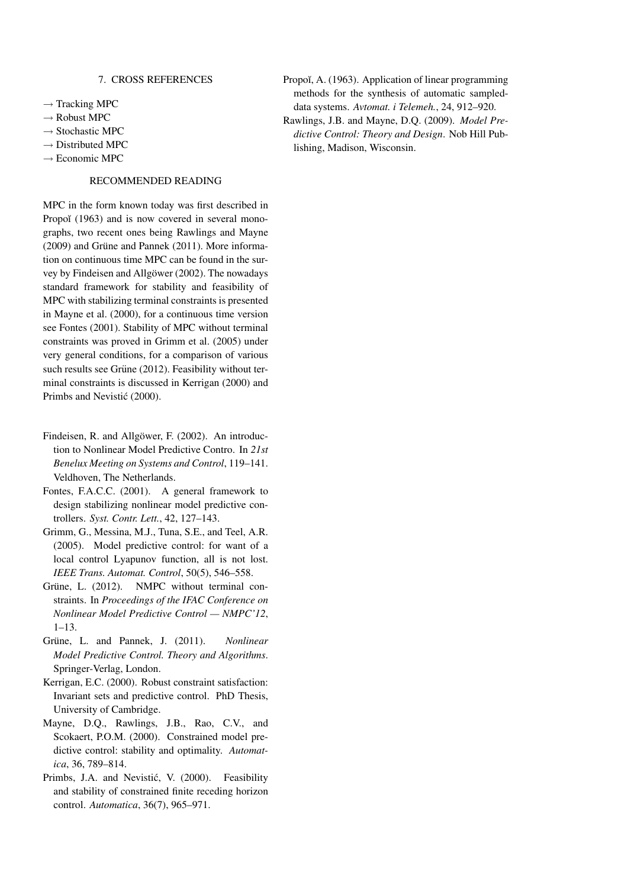## 7. CROSS REFERENCES

→ Tracking MPC
→ Robust MPC
→ Stochastic MPC
→ Distributed MPC
→ Economic MPC

## RECOMMENDED READING

MPC in the form known today was first described in Propoĭ (1963) and is now covered in several monographs, two recent ones being Rawlings and Mayne (2009) and Grüne and Pannek (2011). More information on continuous time MPC can be found in the survey by Findeisen and Allgöwer (2002). The nowadays standard framework for stability and feasibility of MPC with stabilizing terminal constraints is presented in Mayne et al. (2000), for a continuous time version see Fontes (2001). Stability of MPC without terminal constraints was proved in Grimm et al. (2005) under very general conditions, for a comparison of various such results see Grüne (2012). Feasibility without terminal constraints is discussed in Kerrigan (2000) and Primbs and Nevistić (2000).

Findeisen, R. and Allgöwer, F. (2002). An introduction to Nonlinear Model Predictive Contro. In *21st Benelux Meeting on Systems and Control*, 119–141. Veldhoven, The Netherlands.

Fontes, F.A.C.C. (2001). A general framework to design stabilizing nonlinear model predictive controllers. *Syst. Contr. Lett.*, 42, 127–143.

Grimm, G., Messina, M.J., Tuna, S.E., and Teel, A.R. (2005). Model predictive control: for want of a local control Lyapunov function, all is not lost. *IEEE Trans. Automat. Control*, 50(5), 546–558.

Grüne, L. (2012). NMPC without terminal constraints. In *Proceedings of the IFAC Conference on Nonlinear Model Predictive Control — NMPC'12*, 1–13.

Grüne, L. and Pannek, J. (2011). *Nonlinear Model Predictive Control. Theory and Algorithms*. Springer-Verlag, London.

Kerrigan, E.C. (2000). Robust constraint satisfaction: Invariant sets and predictive control. PhD Thesis, University of Cambridge.

Mayne, D.Q., Rawlings, J.B., Rao, C.V., and Scokaert, P.O.M. (2000). Constrained model predictive control: stability and optimality. *Automatica*, 36, 789–814.

Primbs, J.A. and Nevistić, V. (2000). Feasibility and stability of constrained finite receding horizon control. *Automatica*, 36(7), 965–971.

Propoĭ, A. (1963). Application of linear programming methods for the synthesis of automatic sampled-data systems. *Avtomat. i Telemeh.*, 24, 912–920.

Rawlings, J.B. and Mayne, D.Q. (2009). *Model Predictive Control: Theory and Design*. Nob Hill Publishing, Madison, Wisconsin.